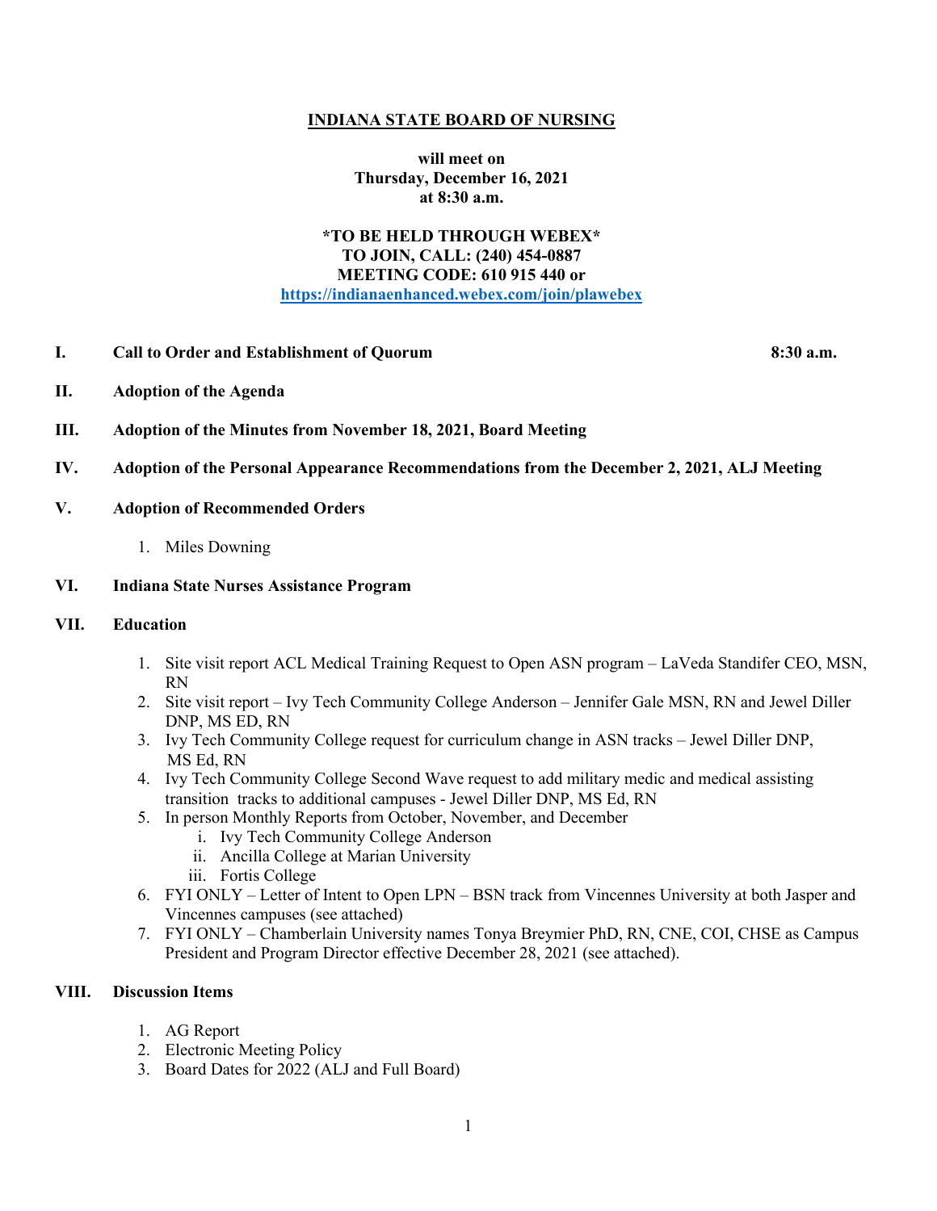# INDIANA STATE BOARD OF NURSING

**will meet on**
**Thursday, December 16, 2021**
**at 8:30 a.m.**

**\*TO BE HELD THROUGH WEBEX\***
**TO JOIN, CALL: (240) 454-0887**
**MEETING CODE: 610 915 440 or**
**https://indianaenhanced.webex.com/join/plawebex**

**I. Call to Order and Establishment of Quorum** **8:30 a.m.**

**II. Adoption of the Agenda**

**III. Adoption of the Minutes from November 18, 2021, Board Meeting**

**IV. Adoption of the Personal Appearance Recommendations from the December 2, 2021, ALJ Meeting**

**V. Adoption of Recommended Orders**

1. Miles Downing

**VI. Indiana State Nurses Assistance Program**

**VII. Education**

1. Site visit report ACL Medical Training Request to Open ASN program – LaVeda Standifer CEO, MSN, RN
2. Site visit report – Ivy Tech Community College Anderson – Jennifer Gale MSN, RN and Jewel Diller DNP, MS ED, RN
3. Ivy Tech Community College request for curriculum change in ASN tracks – Jewel Diller DNP, MS Ed, RN
4. Ivy Tech Community College Second Wave request to add military medic and medical assisting transition tracks to additional campuses - Jewel Diller DNP, MS Ed, RN
5. In person Monthly Reports from October, November, and December
   i. Ivy Tech Community College Anderson
   ii. Ancilla College at Marian University
   iii. Fortis College
6. FYI ONLY – Letter of Intent to Open LPN – BSN track from Vincennes University at both Jasper and Vincennes campuses (see attached)
7. FYI ONLY – Chamberlain University names Tonya Breymier PhD, RN, CNE, COI, CHSE as Campus President and Program Director effective December 28, 2021 (see attached).

**VIII. Discussion Items**

1. AG Report
2. Electronic Meeting Policy
3. Board Dates for 2022 (ALJ and Full Board)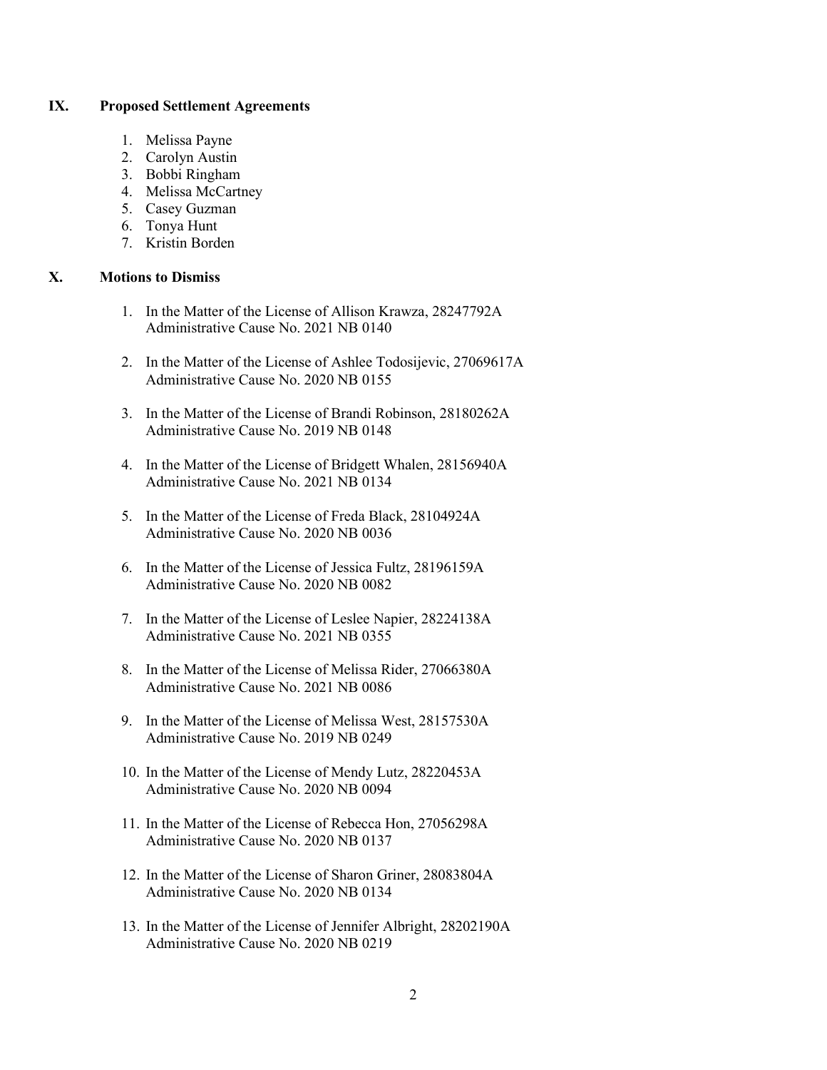## IX. Proposed Settlement Agreements

1. Melissa Payne
2. Carolyn Austin
3. Bobbi Ringham
4. Melissa McCartney
5. Casey Guzman
6. Tonya Hunt
7. Kristin Borden

## X. Motions to Dismiss

1. In the Matter of the License of Allison Krawza, 28247792A
   Administrative Cause No. 2021 NB 0140

2. In the Matter of the License of Ashlee Todosijevic, 27069617A
   Administrative Cause No. 2020 NB 0155

3. In the Matter of the License of Brandi Robinson, 28180262A
   Administrative Cause No. 2019 NB 0148

4. In the Matter of the License of Bridgett Whalen, 28156940A
   Administrative Cause No. 2021 NB 0134

5. In the Matter of the License of Freda Black, 28104924A
   Administrative Cause No. 2020 NB 0036

6. In the Matter of the License of Jessica Fultz, 28196159A
   Administrative Cause No. 2020 NB 0082

7. In the Matter of the License of Leslee Napier, 28224138A
   Administrative Cause No. 2021 NB 0355

8. In the Matter of the License of Melissa Rider, 27066380A
   Administrative Cause No. 2021 NB 0086

9. In the Matter of the License of Melissa West, 28157530A
   Administrative Cause No. 2019 NB 0249

10. In the Matter of the License of Mendy Lutz, 28220453A
    Administrative Cause No. 2020 NB 0094

11. In the Matter of the License of Rebecca Hon, 27056298A
    Administrative Cause No. 2020 NB 0137

12. In the Matter of the License of Sharon Griner, 28083804A
    Administrative Cause No. 2020 NB 0134

13. In the Matter of the License of Jennifer Albright, 28202190A
    Administrative Cause No. 2020 NB 0219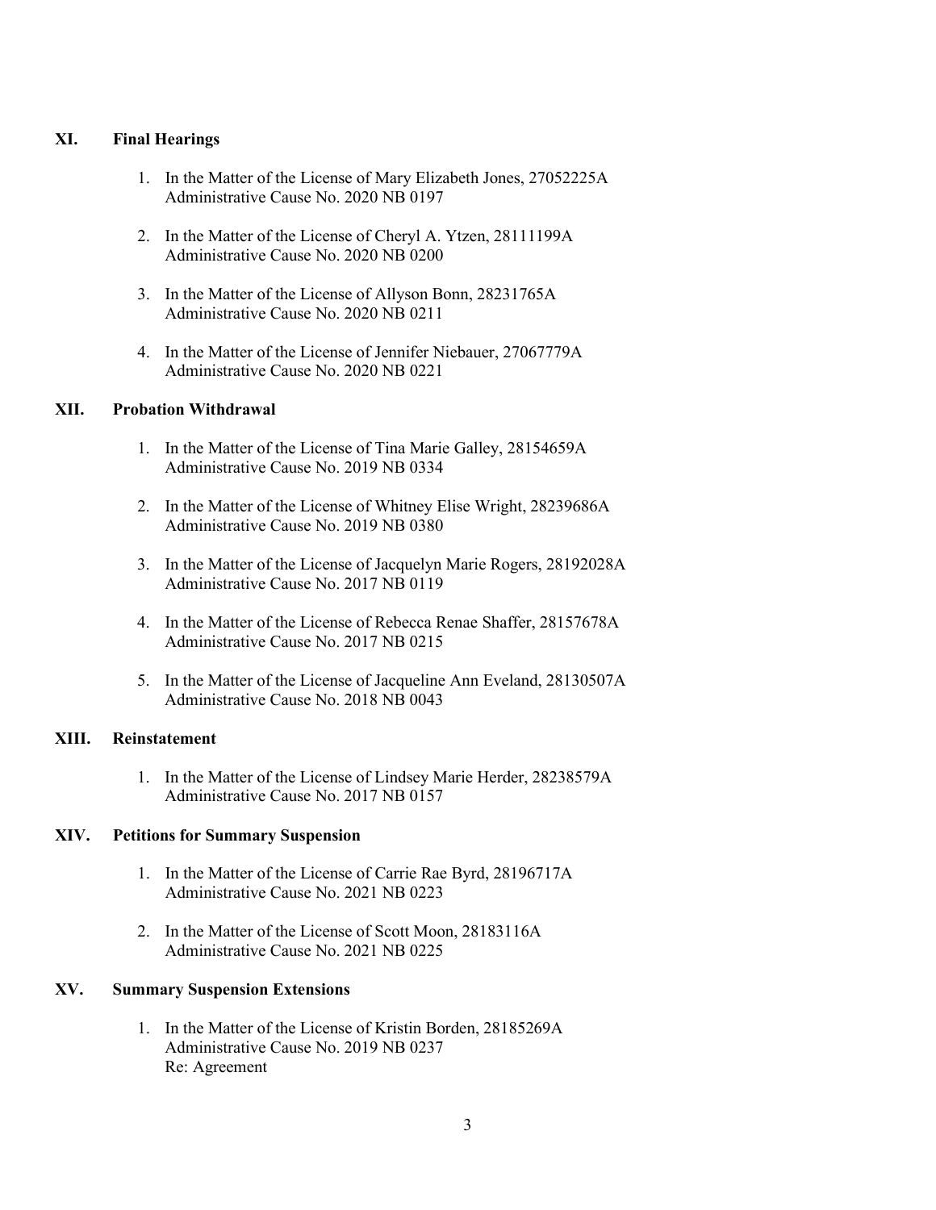## XI. Final Hearings

1. In the Matter of the License of Mary Elizabeth Jones, 27052225A
   Administrative Cause No. 2020 NB 0197

2. In the Matter of the License of Cheryl A. Ytzen, 28111199A
   Administrative Cause No. 2020 NB 0200

3. In the Matter of the License of Allyson Bonn, 28231765A
   Administrative Cause No. 2020 NB 0211

4. In the Matter of the License of Jennifer Niebauer, 27067779A
   Administrative Cause No. 2020 NB 0221

## XII. Probation Withdrawal

1. In the Matter of the License of Tina Marie Galley, 28154659A
   Administrative Cause No. 2019 NB 0334

2. In the Matter of the License of Whitney Elise Wright, 28239686A
   Administrative Cause No. 2019 NB 0380

3. In the Matter of the License of Jacquelyn Marie Rogers, 28192028A
   Administrative Cause No. 2017 NB 0119

4. In the Matter of the License of Rebecca Renae Shaffer, 28157678A
   Administrative Cause No. 2017 NB 0215

5. In the Matter of the License of Jacqueline Ann Eveland, 28130507A
   Administrative Cause No. 2018 NB 0043

## XIII. Reinstatement

1. In the Matter of the License of Lindsey Marie Herder, 28238579A
   Administrative Cause No. 2017 NB 0157

## XIV. Petitions for Summary Suspension

1. In the Matter of the License of Carrie Rae Byrd, 28196717A
   Administrative Cause No. 2021 NB 0223

2. In the Matter of the License of Scott Moon, 28183116A
   Administrative Cause No. 2021 NB 0225

## XV. Summary Suspension Extensions

1. In the Matter of the License of Kristin Borden, 28185269A
   Administrative Cause No. 2019 NB 0237
   Re: Agreement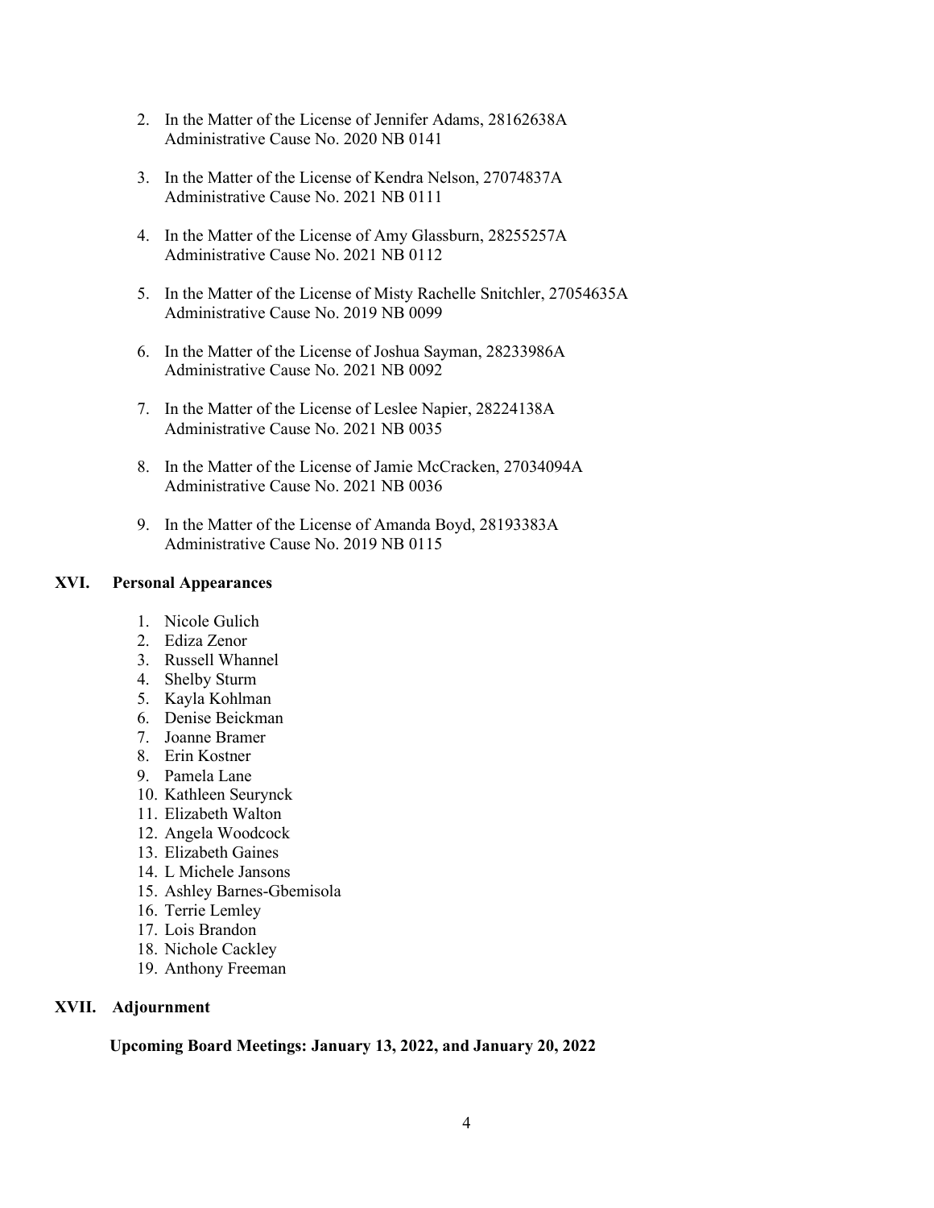2. In the Matter of the License of Jennifer Adams, 28162638A
   Administrative Cause No. 2020 NB 0141

3. In the Matter of the License of Kendra Nelson, 27074837A
   Administrative Cause No. 2021 NB 0111

4. In the Matter of the License of Amy Glassburn, 28255257A
   Administrative Cause No. 2021 NB 0112

5. In the Matter of the License of Misty Rachelle Snitchler, 27054635A
   Administrative Cause No. 2019 NB 0099

6. In the Matter of the License of Joshua Sayman, 28233986A
   Administrative Cause No. 2021 NB 0092

7. In the Matter of the License of Leslee Napier, 28224138A
   Administrative Cause No. 2021 NB 0035

8. In the Matter of the License of Jamie McCracken, 27034094A
   Administrative Cause No. 2021 NB 0036

9. In the Matter of the License of Amanda Boyd, 28193383A
   Administrative Cause No. 2019 NB 0115

## XVI. Personal Appearances

1. Nicole Gulich
2. Ediza Zenor
3. Russell Whannel
4. Shelby Sturm
5. Kayla Kohlman
6. Denise Beickman
7. Joanne Bramer
8. Erin Kostner
9. Pamela Lane
10. Kathleen Seurynck
11. Elizabeth Walton
12. Angela Woodcock
13. Elizabeth Gaines
14. L Michele Jansons
15. Ashley Barnes-Gbemisola
16. Terrie Lemley
17. Lois Brandon
18. Nichole Cackley
19. Anthony Freeman

## XVII. Adjournment

**Upcoming Board Meetings: January 13, 2022, and January 20, 2022**